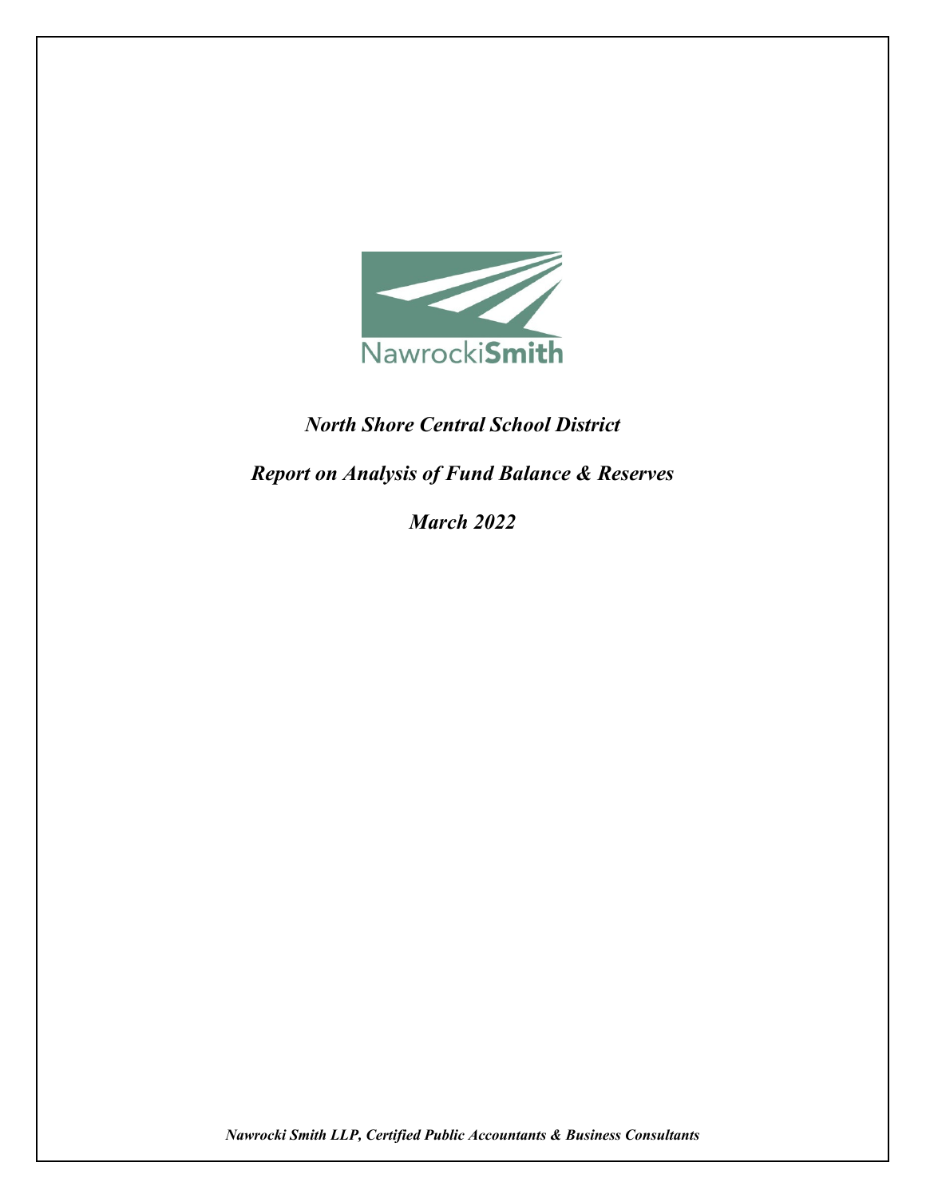NawrockiSmith

# *North Shore Central School District*

## *Report on Analysis of Fund Balance & Reserves*

### *March 2022*

***Nawrocki Smith LLP, Certified Public Accountants & Business Consultants***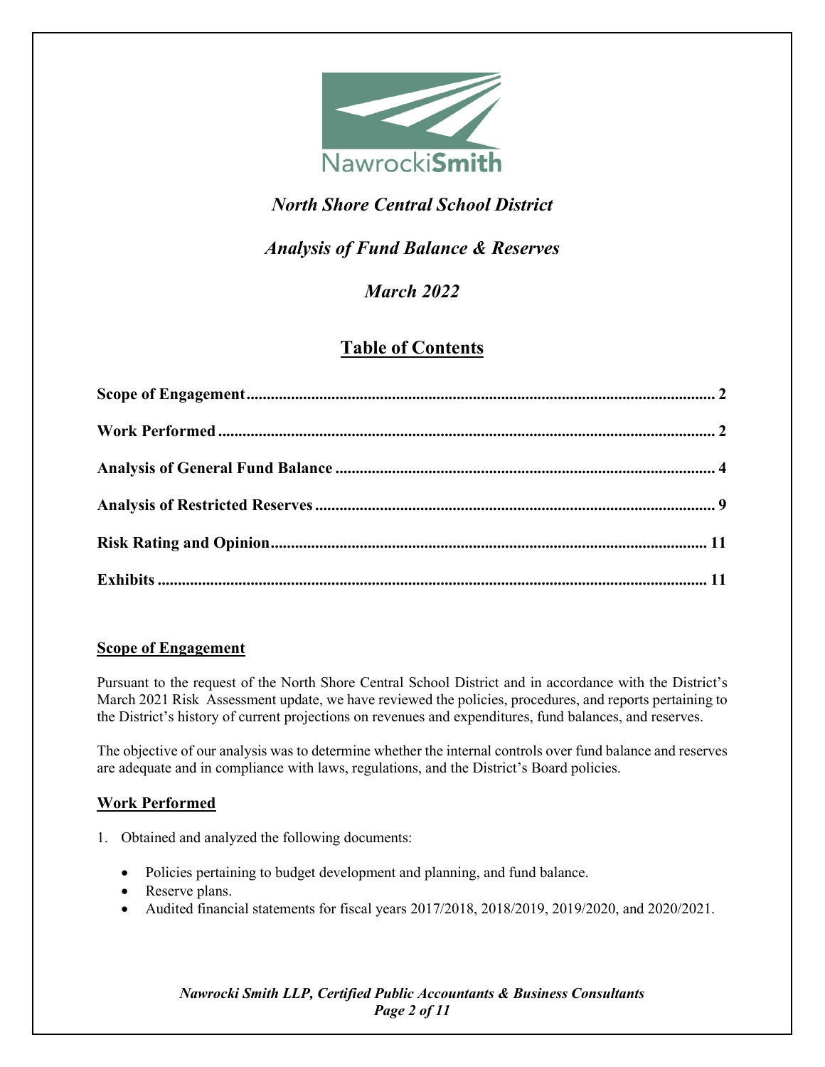*North Shore Central School District*

*Analysis of Fund Balance & Reserves*

*March 2022*

## Table of Contents

| | |
|---|---|
| **Scope of Engagement** | **2** |
| **Work Performed** | **2** |
| **Analysis of General Fund Balance** | **4** |
| **Analysis of Restricted Reserves** | **9** |
| **Risk Rating and Opinion** | **11** |
| **Exhibits** | **11** |

## Scope of Engagement

Pursuant to the request of the North Shore Central School District and in accordance with the District's March 2021 Risk Assessment update, we have reviewed the policies, procedures, and reports pertaining to the District's history of current projections on revenues and expenditures, fund balances, and reserves.

The objective of our analysis was to determine whether the internal controls over fund balance and reserves are adequate and in compliance with laws, regulations, and the District's Board policies.

## Work Performed

1. Obtained and analyzed the following documents:

   - Policies pertaining to budget development and planning, and fund balance.
   - Reserve plans.
   - Audited financial statements for fiscal years 2017/2018, 2018/2019, 2019/2020, and 2020/2021.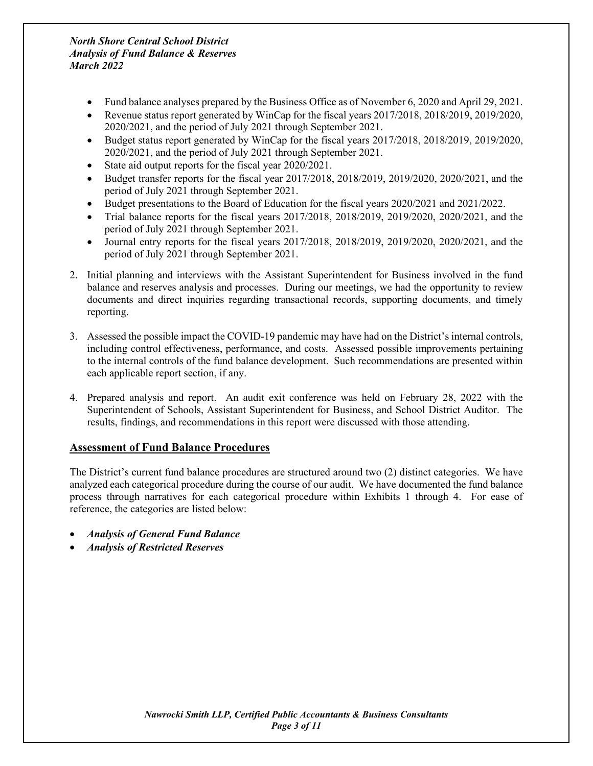- Fund balance analyses prepared by the Business Office as of November 6, 2020 and April 29, 2021.
- Revenue status report generated by WinCap for the fiscal years 2017/2018, 2018/2019, 2019/2020, 2020/2021, and the period of July 2021 through September 2021.
- Budget status report generated by WinCap for the fiscal years 2017/2018, 2018/2019, 2019/2020, 2020/2021, and the period of July 2021 through September 2021.
- State aid output reports for the fiscal year 2020/2021.
- Budget transfer reports for the fiscal year 2017/2018, 2018/2019, 2019/2020, 2020/2021, and the period of July 2021 through September 2021.
- Budget presentations to the Board of Education for the fiscal years 2020/2021 and 2021/2022.
- Trial balance reports for the fiscal years 2017/2018, 2018/2019, 2019/2020, 2020/2021, and the period of July 2021 through September 2021.
- Journal entry reports for the fiscal years 2017/2018, 2018/2019, 2019/2020, 2020/2021, and the period of July 2021 through September 2021.

2. Initial planning and interviews with the Assistant Superintendent for Business involved in the fund balance and reserves analysis and processes. During our meetings, we had the opportunity to review documents and direct inquiries regarding transactional records, supporting documents, and timely reporting.

3. Assessed the possible impact the COVID-19 pandemic may have had on the District's internal controls, including control effectiveness, performance, and costs. Assessed possible improvements pertaining to the internal controls of the fund balance development. Such recommendations are presented within each applicable report section, if any.

4. Prepared analysis and report. An audit exit conference was held on February 28, 2022 with the Superintendent of Schools, Assistant Superintendent for Business, and School District Auditor. The results, findings, and recommendations in this report were discussed with those attending.

## Assessment of Fund Balance Procedures

The District's current fund balance procedures are structured around two (2) distinct categories. We have analyzed each categorical procedure during the course of our audit. We have documented the fund balance process through narratives for each categorical procedure within Exhibits 1 through 4. For ease of reference, the categories are listed below:

- ***Analysis of General Fund Balance***
- ***Analysis of Restricted Reserves***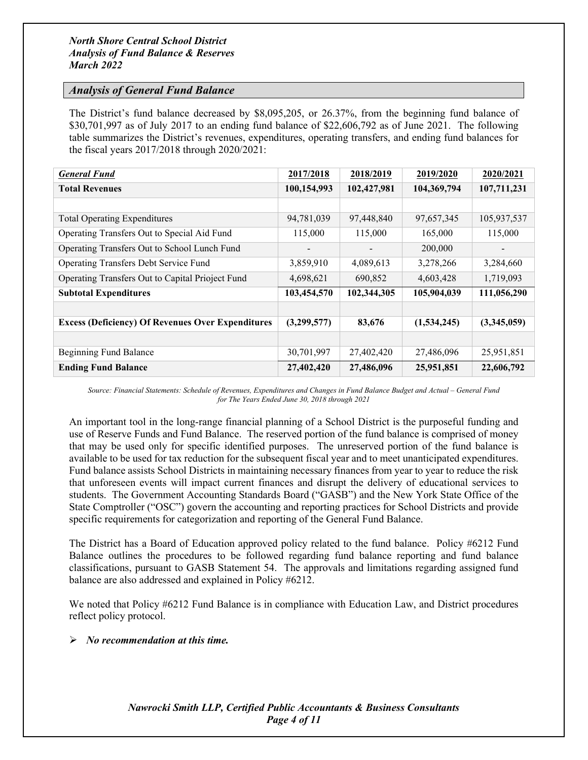*North Shore Central School District*
*Analysis of Fund Balance & Reserves*
*March 2022*

## *Analysis of General Fund Balance*

The District's fund balance decreased by $8,095,205, or 26.37%, from the beginning fund balance of $30,701,997 as of July 2017 to an ending fund balance of $22,606,792 as of June 2021. The following table summarizes the District's revenues, expenditures, operating transfers, and ending fund balances for the fiscal years 2017/2018 through 2020/2021:

| *General Fund* | 2017/2018 | 2018/2019 | 2019/2020 | 2020/2021 |
|---|---|---|---|---|
| **Total Revenues** | **100,154,993** | **102,427,981** | **104,369,794** | **107,711,231** |
| | | | | |
| Total Operating Expenditures | 94,781,039 | 97,448,840 | 97,657,345 | 105,937,537 |
| Operating Transfers Out to Special Aid Fund | 115,000 | 115,000 | 165,000 | 115,000 |
| Operating Transfers Out to School Lunch Fund | - | - | 200,000 | - |
| Operating Transfers Debt Service Fund | 3,859,910 | 4,089,613 | 3,278,266 | 3,284,660 |
| Operating Transfers Out to Capital Prioject Fund | 4,698,621 | 690,852 | 4,603,428 | 1,719,093 |
| **Subtotal Expenditures** | **103,454,570** | **102,344,305** | **105,904,039** | **111,056,290** |
| | | | | |
| **Excess (Deficiency) Of Revenues Over Expenditures** | **(3,299,577)** | **83,676** | **(1,534,245)** | **(3,345,059)** |
| | | | | |
| Beginning Fund Balance | 30,701,997 | 27,402,420 | 27,486,096 | 25,951,851 |
| **Ending Fund Balance** | **27,402,420** | **27,486,096** | **25,951,851** | **22,606,792** |

*Source: Financial Statements: Schedule of Revenues, Expenditures and Changes in Fund Balance Budget and Actual – General Fund for The Years Ended June 30, 2018 through 2021*

An important tool in the long-range financial planning of a School District is the purposeful funding and use of Reserve Funds and Fund Balance. The reserved portion of the fund balance is comprised of money that may be used only for specific identified purposes. The unreserved portion of the fund balance is available to be used for tax reduction for the subsequent fiscal year and to meet unanticipated expenditures. Fund balance assists School Districts in maintaining necessary finances from year to year to reduce the risk that unforeseen events will impact current finances and disrupt the delivery of educational services to students. The Government Accounting Standards Board ("GASB") and the New York State Office of the State Comptroller ("OSC") govern the accounting and reporting practices for School Districts and provide specific requirements for categorization and reporting of the General Fund Balance.

The District has a Board of Education approved policy related to the fund balance. Policy #6212 Fund Balance outlines the procedures to be followed regarding fund balance reporting and fund balance classifications, pursuant to GASB Statement 54. The approvals and limitations regarding assigned fund balance are also addressed and explained in Policy #6212.

We noted that Policy #6212 Fund Balance is in compliance with Education Law, and District procedures reflect policy protocol.

- ***No recommendation at this time.***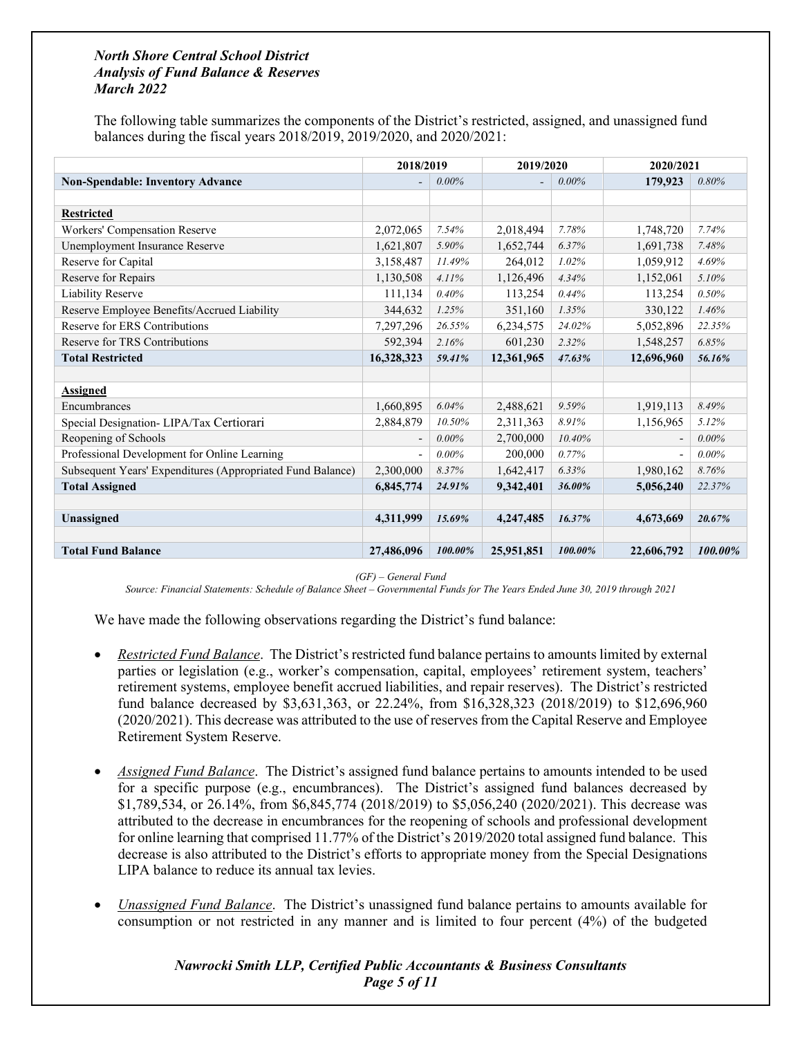*North Shore Central School District*
*Analysis of Fund Balance & Reserves*
*March 2022*

The following table summarizes the components of the District's restricted, assigned, and unassigned fund balances during the fiscal years 2018/2019, 2019/2020, and 2020/2021:

| | 2018/2019 | | 2019/2020 | | 2020/2021 | |
|---|---|---|---|---|---|---|
| **Non-Spendable: Inventory Advance** | - | *0.00%* | - | *0.00%* | **179,923** | *0.80%* |
| | | | | | | |
| **Restricted** | | | | | | |
| Workers' Compensation Reserve | 2,072,065 | *7.54%* | 2,018,494 | *7.78%* | 1,748,720 | *7.74%* |
| Unemployment Insurance Reserve | 1,621,807 | *5.90%* | 1,652,744 | *6.37%* | 1,691,738 | *7.48%* |
| Reserve for Capital | 3,158,487 | *11.49%* | 264,012 | *1.02%* | 1,059,912 | *4.69%* |
| Reserve for Repairs | 1,130,508 | *4.11%* | 1,126,496 | *4.34%* | 1,152,061 | *5.10%* |
| Liability Reserve | 111,134 | *0.40%* | 113,254 | *0.44%* | 113,254 | *0.50%* |
| Reserve Employee Benefits/Accrued Liability | 344,632 | *1.25%* | 351,160 | *1.35%* | 330,122 | *1.46%* |
| Reserve for ERS Contributions | 7,297,296 | *26.55%* | 6,234,575 | *24.02%* | 5,052,896 | *22.35%* |
| Reserve for TRS Contributions | 592,394 | *2.16%* | 601,230 | *2.32%* | 1,548,257 | *6.85%* |
| **Total Restricted** | **16,328,323** | ***59.41%*** | **12,361,965** | ***47.63%*** | **12,696,960** | ***56.16%*** |
| | | | | | | |
| **Assigned** | | | | | | |
| Encumbrances | 1,660,895 | *6.04%* | 2,488,621 | *9.59%* | 1,919,113 | *8.49%* |
| Special Designation- LIPA/Tax Certiorari | 2,884,879 | *10.50%* | 2,311,363 | *8.91%* | 1,156,965 | *5.12%* |
| Reopening of Schools | - | *0.00%* | 2,700,000 | *10.40%* | - | *0.00%* |
| Professional Development for Online Learning | - | *0.00%* | 200,000 | *0.77%* | - | *0.00%* |
| Subsequent Years' Expenditures (Appropriated Fund Balance) | 2,300,000 | *8.37%* | 1,642,417 | *6.33%* | 1,980,162 | *8.76%* |
| **Total Assigned** | **6,845,774** | ***24.91%*** | **9,342,401** | ***36.00%*** | **5,056,240** | ***22.37%*** |
| | | | | | | |
| **Unassigned** | **4,311,999** | ***15.69%*** | **4,247,485** | ***16.37%*** | **4,673,669** | ***20.67%*** |
| | | | | | | |
| **Total Fund Balance** | **27,486,096** | ***100.00%*** | **25,951,851** | ***100.00%*** | **22,606,792** | ***100.00%*** |

*(GF) – General Fund*
*Source: Financial Statements: Schedule of Balance Sheet – Governmental Funds for The Years Ended June 30, 2019 through 2021*

We have made the following observations regarding the District's fund balance:

- *Restricted Fund Balance*. The District's restricted fund balance pertains to amounts limited by external parties or legislation (e.g., worker's compensation, capital, employees' retirement system, teachers' retirement systems, employee benefit accrued liabilities, and repair reserves). The District's restricted fund balance decreased by $3,631,363, or 22.24%, from $16,328,323 (2018/2019) to $12,696,960 (2020/2021). This decrease was attributed to the use of reserves from the Capital Reserve and Employee Retirement System Reserve.

- *Assigned Fund Balance*. The District's assigned fund balance pertains to amounts intended to be used for a specific purpose (e.g., encumbrances). The District's assigned fund balances decreased by $1,789,534, or 26.14%, from $6,845,774 (2018/2019) to $5,056,240 (2020/2021). This decrease was attributed to the decrease in encumbrances for the reopening of schools and professional development for online learning that comprised 11.77% of the District's 2019/2020 total assigned fund balance. This decrease is also attributed to the District's efforts to appropriate money from the Special Designations LIPA balance to reduce its annual tax levies.

- *Unassigned Fund Balance*. The District's unassigned fund balance pertains to amounts available for consumption or not restricted in any manner and is limited to four percent (4%) of the budgeted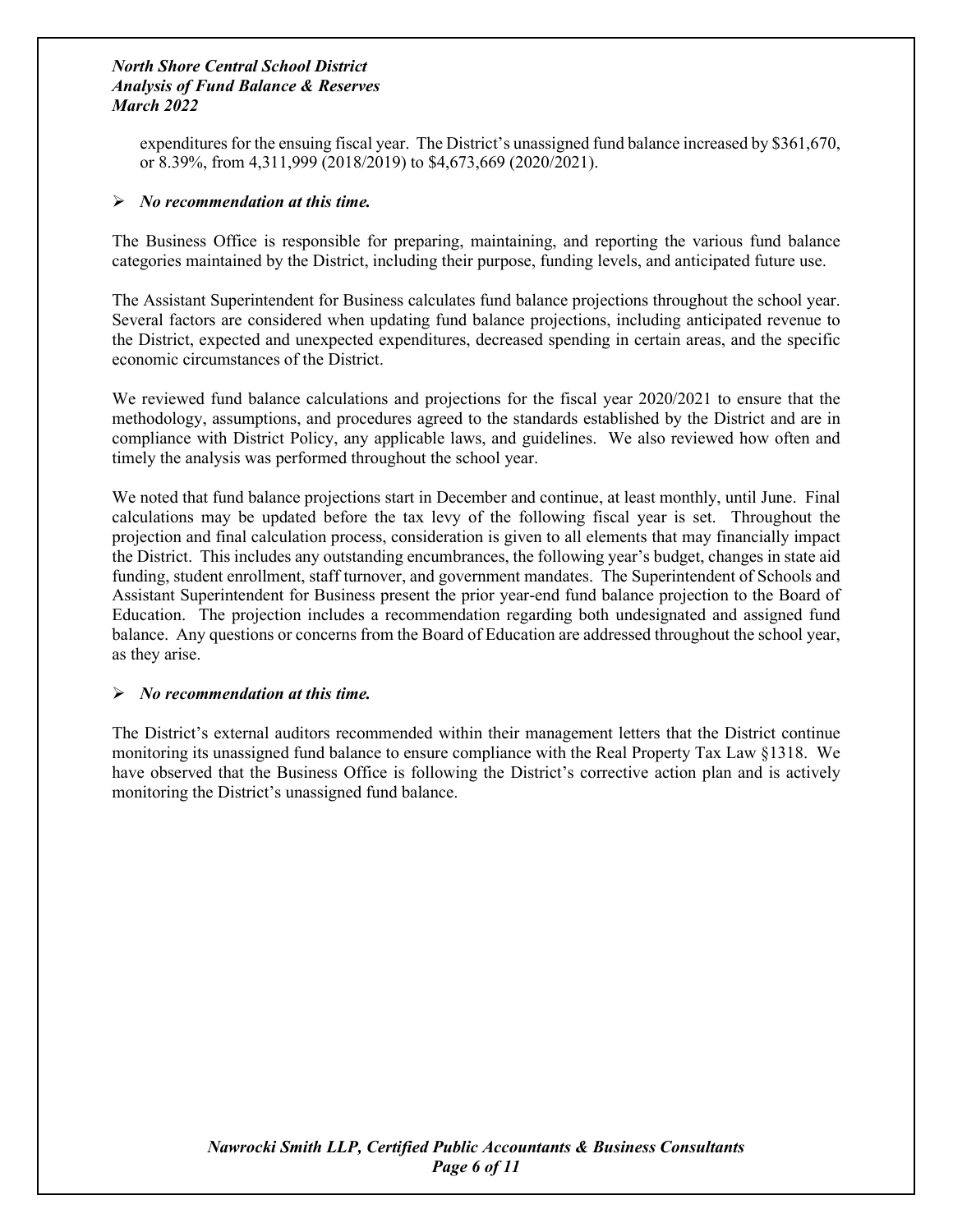expenditures for the ensuing fiscal year. The District's unassigned fund balance increased by $361,670, or 8.39%, from 4,311,999 (2018/2019) to $4,673,669 (2020/2021).

- ***No recommendation at this time.***

The Business Office is responsible for preparing, maintaining, and reporting the various fund balance categories maintained by the District, including their purpose, funding levels, and anticipated future use.

The Assistant Superintendent for Business calculates fund balance projections throughout the school year. Several factors are considered when updating fund balance projections, including anticipated revenue to the District, expected and unexpected expenditures, decreased spending in certain areas, and the specific economic circumstances of the District.

We reviewed fund balance calculations and projections for the fiscal year 2020/2021 to ensure that the methodology, assumptions, and procedures agreed to the standards established by the District and are in compliance with District Policy, any applicable laws, and guidelines. We also reviewed how often and timely the analysis was performed throughout the school year.

We noted that fund balance projections start in December and continue, at least monthly, until June. Final calculations may be updated before the tax levy of the following fiscal year is set. Throughout the projection and final calculation process, consideration is given to all elements that may financially impact the District. This includes any outstanding encumbrances, the following year's budget, changes in state aid funding, student enrollment, staff turnover, and government mandates. The Superintendent of Schools and Assistant Superintendent for Business present the prior year-end fund balance projection to the Board of Education. The projection includes a recommendation regarding both undesignated and assigned fund balance. Any questions or concerns from the Board of Education are addressed throughout the school year, as they arise.

- ***No recommendation at this time.***

The District's external auditors recommended within their management letters that the District continue monitoring its unassigned fund balance to ensure compliance with the Real Property Tax Law §1318. We have observed that the Business Office is following the District's corrective action plan and is actively monitoring the District's unassigned fund balance.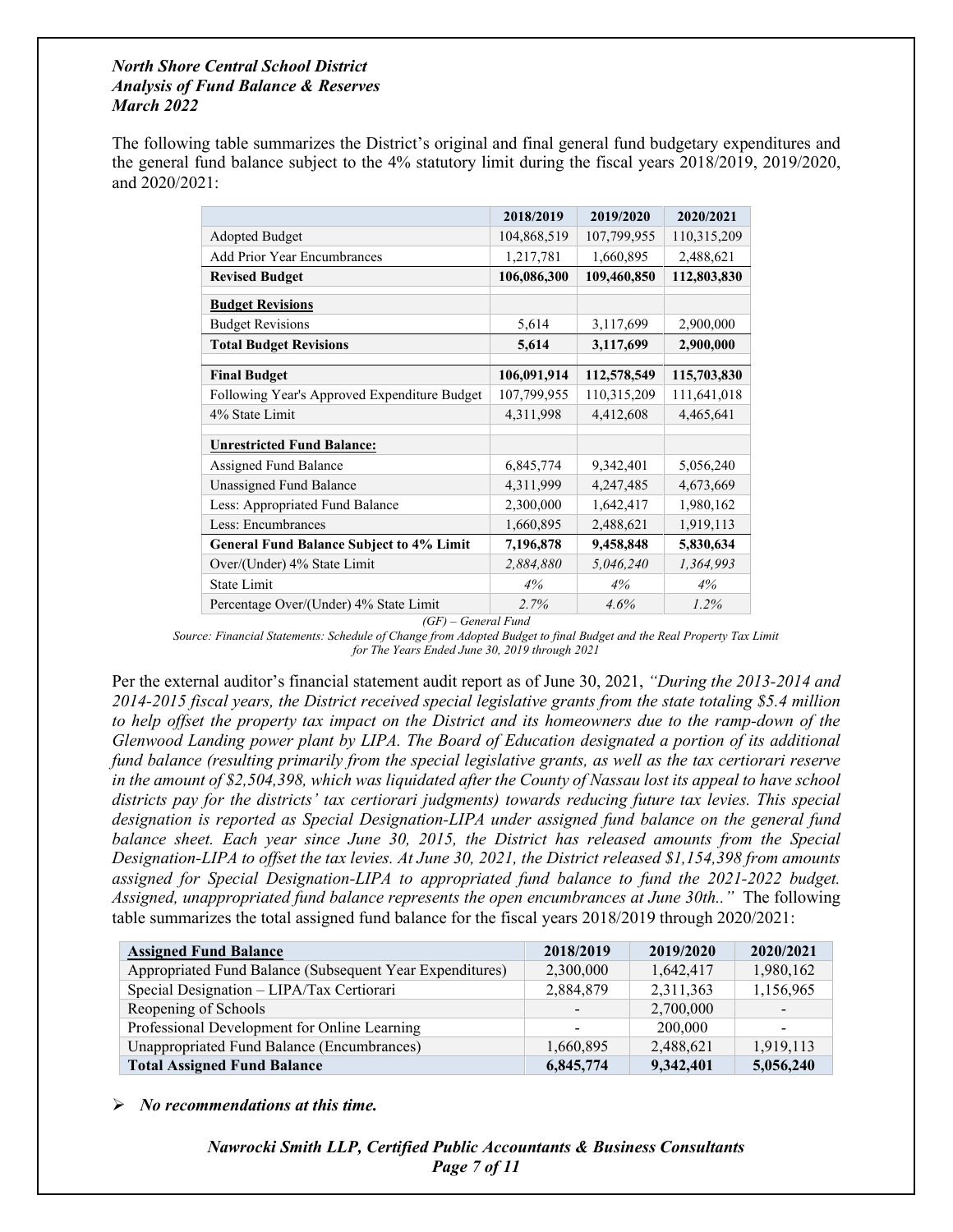*North Shore Central School District*
*Analysis of Fund Balance & Reserves*
*March 2022*

The following table summarizes the District's original and final general fund budgetary expenditures and the general fund balance subject to the 4% statutory limit during the fiscal years 2018/2019, 2019/2020, and 2020/2021:

| | 2018/2019 | 2019/2020 | 2020/2021 |
|---|---|---|---|
| Adopted Budget | 104,868,519 | 107,799,955 | 110,315,209 |
| Add Prior Year Encumbrances | 1,217,781 | 1,660,895 | 2,488,621 |
| **Revised Budget** | **106,086,300** | **109,460,850** | **112,803,830** |
| **Budget Revisions** | | | |
| Budget Revisions | 5,614 | 3,117,699 | 2,900,000 |
| **Total Budget Revisions** | **5,614** | **3,117,699** | **2,900,000** |
| **Final Budget** | **106,091,914** | **112,578,549** | **115,703,830** |
| Following Year's Approved Expenditure Budget | 107,799,955 | 110,315,209 | 111,641,018 |
| 4% State Limit | 4,311,998 | 4,412,608 | 4,465,641 |
| **Unrestricted Fund Balance:** | | | |
| Assigned Fund Balance | 6,845,774 | 9,342,401 | 5,056,240 |
| Unassigned Fund Balance | 4,311,999 | 4,247,485 | 4,673,669 |
| Less: Appropriated Fund Balance | 2,300,000 | 1,642,417 | 1,980,162 |
| Less: Encumbrances | 1,660,895 | 2,488,621 | 1,919,113 |
| **General Fund Balance Subject to 4% Limit** | **7,196,878** | **9,458,848** | **5,830,634** |
| Over/(Under) 4% State Limit | *2,884,880* | *5,046,240* | *1,364,993* |
| State Limit | *4%* | *4%* | *4%* |
| Percentage Over/(Under) 4% State Limit | *2.7%* | *4.6%* | *1.2%* |

*(GF) – General Fund*

*Source: Financial Statements: Schedule of Change from Adopted Budget to final Budget and the Real Property Tax Limit for The Years Ended June 30, 2019 through 2021*

Per the external auditor's financial statement audit report as of June 30, 2021, *"During the 2013-2014 and 2014-2015 fiscal years, the District received special legislative grants from the state totaling $5.4 million to help offset the property tax impact on the District and its homeowners due to the ramp-down of the Glenwood Landing power plant by LIPA. The Board of Education designated a portion of its additional fund balance (resulting primarily from the special legislative grants, as well as the tax certiorari reserve in the amount of $2,504,398, which was liquidated after the County of Nassau lost its appeal to have school districts pay for the districts' tax certiorari judgments) towards reducing future tax levies. This special designation is reported as Special Designation-LIPA under assigned fund balance on the general fund balance sheet. Each year since June 30, 2015, the District has released amounts from the Special Designation-LIPA to offset the tax levies. At June 30, 2021, the District released $1,154,398 from amounts assigned for Special Designation-LIPA to appropriated fund balance to fund the 2021-2022 budget. Assigned, unappropriated fund balance represents the open encumbrances at June 30th.."* The following table summarizes the total assigned fund balance for the fiscal years 2018/2019 through 2020/2021:

| **Assigned Fund Balance** | 2018/2019 | 2019/2020 | 2020/2021 |
|---|---|---|---|
| Appropriated Fund Balance (Subsequent Year Expenditures) | 2,300,000 | 1,642,417 | 1,980,162 |
| Special Designation – LIPA/Tax Certiorari | 2,884,879 | 2,311,363 | 1,156,965 |
| Reopening of Schools | - | 2,700,000 | - |
| Professional Development for Online Learning | - | 200,000 | - |
| Unappropriated Fund Balance (Encumbrances) | 1,660,895 | 2,488,621 | 1,919,113 |
| **Total Assigned Fund Balance** | **6,845,774** | **9,342,401** | **5,056,240** |

➢ ***No recommendations at this time.***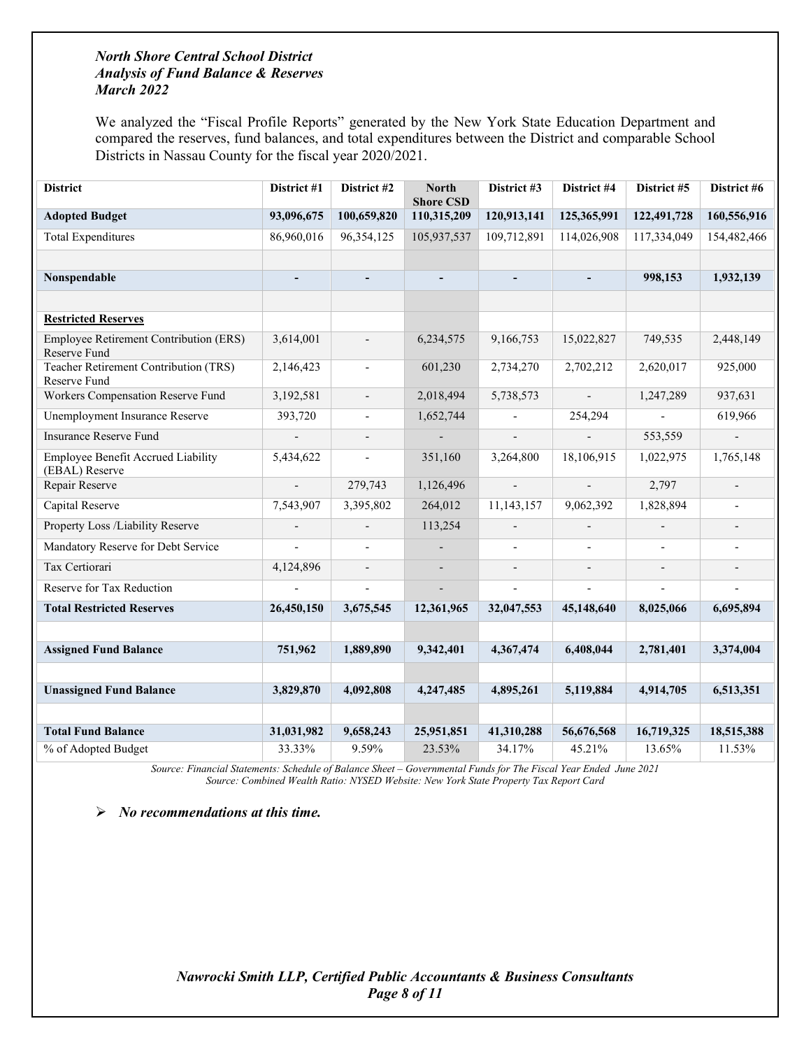***North Shore Central School District***
***Analysis of Fund Balance & Reserves***
***March 2022***

We analyzed the "Fiscal Profile Reports" generated by the New York State Education Department and compared the reserves, fund balances, and total expenditures between the District and comparable School Districts in Nassau County for the fiscal year 2020/2021.

| District | District #1 | District #2 | North Shore CSD | District #3 | District #4 | District #5 | District #6 |
|---|---|---|---|---|---|---|---|
| **Adopted Budget** | **93,096,675** | **100,659,820** | **110,315,209** | **120,913,141** | **125,365,991** | **122,491,728** | **160,556,916** |
| Total Expenditures | 86,960,016 | 96,354,125 | 105,937,537 | 109,712,891 | 114,026,908 | 117,334,049 | 154,482,466 |
| | | | | | | | |
| **Nonspendable** | **-** | **-** | **-** | **-** | **-** | **998,153** | **1,932,139** |
| | | | | | | | |
| **<u>Restricted Reserves</u>** | | | | | | | |
| Employee Retirement Contribution (ERS) Reserve Fund | 3,614,001 | - | 6,234,575 | 9,166,753 | 15,022,827 | 749,535 | 2,448,149 |
| Teacher Retirement Contribution (TRS) Reserve Fund | 2,146,423 | - | 601,230 | 2,734,270 | 2,702,212 | 2,620,017 | 925,000 |
| Workers Compensation Reserve Fund | 3,192,581 | - | 2,018,494 | 5,738,573 | - | 1,247,289 | 937,631 |
| Unemployment Insurance Reserve | 393,720 | - | 1,652,744 | - | 254,294 | - | 619,966 |
| Insurance Reserve Fund | - | - | - | - | - | 553,559 | - |
| Employee Benefit Accrued Liability (EBAL) Reserve | 5,434,622 | - | 351,160 | 3,264,800 | 18,106,915 | 1,022,975 | 1,765,148 |
| Repair Reserve | - | 279,743 | 1,126,496 | - | - | 2,797 | - |
| Capital Reserve | 7,543,907 | 3,395,802 | 264,012 | 11,143,157 | 9,062,392 | 1,828,894 | - |
| Property Loss /Liability Reserve | - | - | 113,254 | - | - | - | - |
| Mandatory Reserve for Debt Service | - | - | - | - | - | - | - |
| Tax Certiorari | 4,124,896 | - | - | - | - | - | - |
| Reserve for Tax Reduction | - | - | - | - | - | - | - |
| **Total Restricted Reserves** | **26,450,150** | **3,675,545** | **12,361,965** | **32,047,553** | **45,148,640** | **8,025,066** | **6,695,894** |
| | | | | | | | |
| **Assigned Fund Balance** | **751,962** | **1,889,890** | **9,342,401** | **4,367,474** | **6,408,044** | **2,781,401** | **3,374,004** |
| | | | | | | | |
| **Unassigned Fund Balance** | **3,829,870** | **4,092,808** | **4,247,485** | **4,895,261** | **5,119,884** | **4,914,705** | **6,513,351** |
| | | | | | | | |
| **Total Fund Balance** | **31,031,982** | **9,658,243** | **25,951,851** | **41,310,288** | **56,676,568** | **16,719,325** | **18,515,388** |
| % of Adopted Budget | 33.33% | 9.59% | 23.53% | 34.17% | 45.21% | 13.65% | 11.53% |

*Source: Financial Statements: Schedule of Balance Sheet – Governmental Funds for The Fiscal Year Ended June 2021*
*Source: Combined Wealth Ratio: NYSED Website: New York State Property Tax Report Card*

- ***No recommendations at this time.***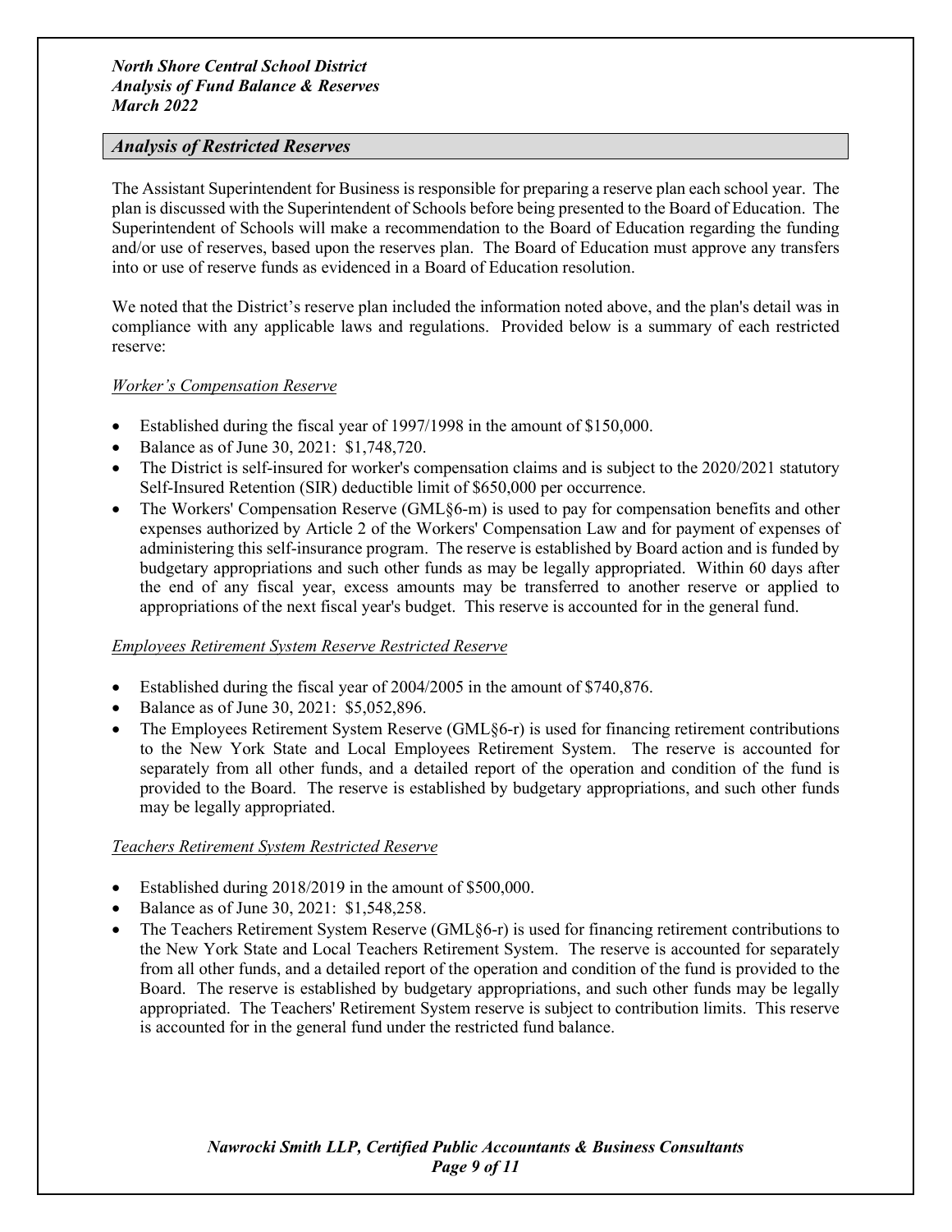## *Analysis of Restricted Reserves*

The Assistant Superintendent for Business is responsible for preparing a reserve plan each school year. The plan is discussed with the Superintendent of Schools before being presented to the Board of Education. The Superintendent of Schools will make a recommendation to the Board of Education regarding the funding and/or use of reserves, based upon the reserves plan. The Board of Education must approve any transfers into or use of reserve funds as evidenced in a Board of Education resolution.

We noted that the District's reserve plan included the information noted above, and the plan's detail was in compliance with any applicable laws and regulations. Provided below is a summary of each restricted reserve:

### *Worker's Compensation Reserve*

- Established during the fiscal year of 1997/1998 in the amount of $150,000.
- Balance as of June 30, 2021: $1,748,720.
- The District is self-insured for worker's compensation claims and is subject to the 2020/2021 statutory Self-Insured Retention (SIR) deductible limit of $650,000 per occurrence.
- The Workers' Compensation Reserve (GML§6-m) is used to pay for compensation benefits and other expenses authorized by Article 2 of the Workers' Compensation Law and for payment of expenses of administering this self-insurance program. The reserve is established by Board action and is funded by budgetary appropriations and such other funds as may be legally appropriated. Within 60 days after the end of any fiscal year, excess amounts may be transferred to another reserve or applied to appropriations of the next fiscal year's budget. This reserve is accounted for in the general fund.

### *Employees Retirement System Reserve Restricted Reserve*

- Established during the fiscal year of 2004/2005 in the amount of $740,876.
- Balance as of June 30, 2021: $5,052,896.
- The Employees Retirement System Reserve (GML§6-r) is used for financing retirement contributions to the New York State and Local Employees Retirement System. The reserve is accounted for separately from all other funds, and a detailed report of the operation and condition of the fund is provided to the Board. The reserve is established by budgetary appropriations, and such other funds may be legally appropriated.

### *Teachers Retirement System Restricted Reserve*

- Established during 2018/2019 in the amount of $500,000.
- Balance as of June 30, 2021: $1,548,258.
- The Teachers Retirement System Reserve (GML§6-r) is used for financing retirement contributions to the New York State and Local Teachers Retirement System. The reserve is accounted for separately from all other funds, and a detailed report of the operation and condition of the fund is provided to the Board. The reserve is established by budgetary appropriations, and such other funds may be legally appropriated. The Teachers' Retirement System reserve is subject to contribution limits. This reserve is accounted for in the general fund under the restricted fund balance.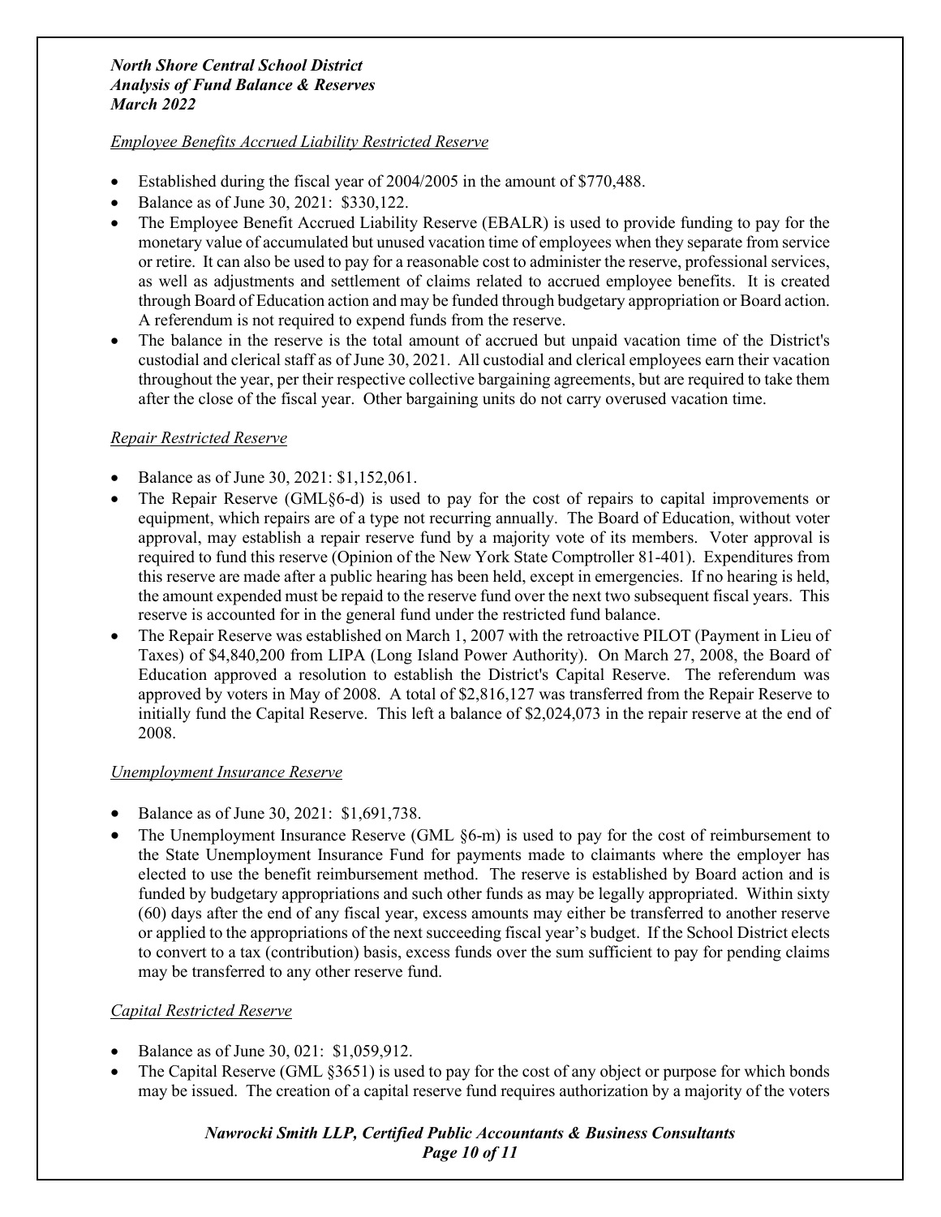*Employee Benefits Accrued Liability Restricted Reserve*

- Established during the fiscal year of 2004/2005 in the amount of $770,488.
- Balance as of June 30, 2021: $330,122.
- The Employee Benefit Accrued Liability Reserve (EBALR) is used to provide funding to pay for the monetary value of accumulated but unused vacation time of employees when they separate from service or retire. It can also be used to pay for a reasonable cost to administer the reserve, professional services, as well as adjustments and settlement of claims related to accrued employee benefits. It is created through Board of Education action and may be funded through budgetary appropriation or Board action. A referendum is not required to expend funds from the reserve.
- The balance in the reserve is the total amount of accrued but unpaid vacation time of the District's custodial and clerical staff as of June 30, 2021. All custodial and clerical employees earn their vacation throughout the year, per their respective collective bargaining agreements, but are required to take them after the close of the fiscal year. Other bargaining units do not carry overused vacation time.

*Repair Restricted Reserve*

- Balance as of June 30, 2021: $1,152,061.
- The Repair Reserve (GML§6-d) is used to pay for the cost of repairs to capital improvements or equipment, which repairs are of a type not recurring annually. The Board of Education, without voter approval, may establish a repair reserve fund by a majority vote of its members. Voter approval is required to fund this reserve (Opinion of the New York State Comptroller 81-401). Expenditures from this reserve are made after a public hearing has been held, except in emergencies. If no hearing is held, the amount expended must be repaid to the reserve fund over the next two subsequent fiscal years. This reserve is accounted for in the general fund under the restricted fund balance.
- The Repair Reserve was established on March 1, 2007 with the retroactive PILOT (Payment in Lieu of Taxes) of $4,840,200 from LIPA (Long Island Power Authority). On March 27, 2008, the Board of Education approved a resolution to establish the District's Capital Reserve. The referendum was approved by voters in May of 2008. A total of $2,816,127 was transferred from the Repair Reserve to initially fund the Capital Reserve. This left a balance of $2,024,073 in the repair reserve at the end of 2008.

*Unemployment Insurance Reserve*

- Balance as of June 30, 2021: $1,691,738.
- The Unemployment Insurance Reserve (GML §6-m) is used to pay for the cost of reimbursement to the State Unemployment Insurance Fund for payments made to claimants where the employer has elected to use the benefit reimbursement method. The reserve is established by Board action and is funded by budgetary appropriations and such other funds as may be legally appropriated. Within sixty (60) days after the end of any fiscal year, excess amounts may either be transferred to another reserve or applied to the appropriations of the next succeeding fiscal year's budget. If the School District elects to convert to a tax (contribution) basis, excess funds over the sum sufficient to pay for pending claims may be transferred to any other reserve fund.

*Capital Restricted Reserve*

- Balance as of June 30, 021: $1,059,912.
- The Capital Reserve (GML §3651) is used to pay for the cost of any object or purpose for which bonds may be issued. The creation of a capital reserve fund requires authorization by a majority of the voters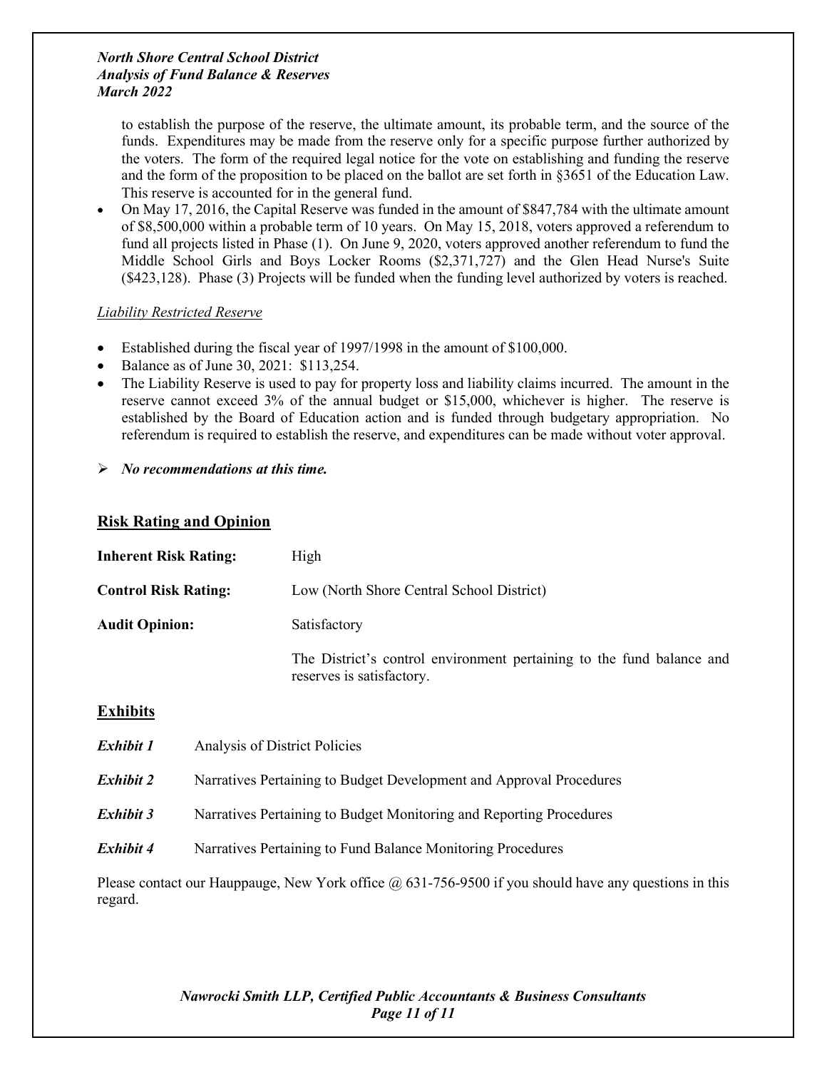to establish the purpose of the reserve, the ultimate amount, its probable term, and the source of the funds. Expenditures may be made from the reserve only for a specific purpose further authorized by the voters. The form of the required legal notice for the vote on establishing and funding the reserve and the form of the proposition to be placed on the ballot are set forth in §3651 of the Education Law. This reserve is accounted for in the general fund.

- On May 17, 2016, the Capital Reserve was funded in the amount of $847,784 with the ultimate amount of $8,500,000 within a probable term of 10 years. On May 15, 2018, voters approved a referendum to fund all projects listed in Phase (1). On June 9, 2020, voters approved another referendum to fund the Middle School Girls and Boys Locker Rooms ($2,371,727) and the Glen Head Nurse's Suite ($423,128). Phase (3) Projects will be funded when the funding level authorized by voters is reached.

*Liability Restricted Reserve*

- Established during the fiscal year of 1997/1998 in the amount of $100,000.
- Balance as of June 30, 2021: $113,254.
- The Liability Reserve is used to pay for property loss and liability claims incurred. The amount in the reserve cannot exceed 3% of the annual budget or $15,000, whichever is higher. The reserve is established by the Board of Education action and is funded through budgetary appropriation. No referendum is required to establish the reserve, and expenditures can be made without voter approval.

➢ ***No recommendations at this time.***

## Risk Rating and Opinion

**Inherent Risk Rating:** High

**Control Risk Rating:** Low (North Shore Central School District)

**Audit Opinion:** Satisfactory

The District's control environment pertaining to the fund balance and reserves is satisfactory.

## Exhibits

***Exhibit 1*** Analysis of District Policies

***Exhibit 2*** Narratives Pertaining to Budget Development and Approval Procedures

***Exhibit 3*** Narratives Pertaining to Budget Monitoring and Reporting Procedures

***Exhibit 4*** Narratives Pertaining to Fund Balance Monitoring Procedures

Please contact our Hauppauge, New York office @ 631-756-9500 if you should have any questions in this regard.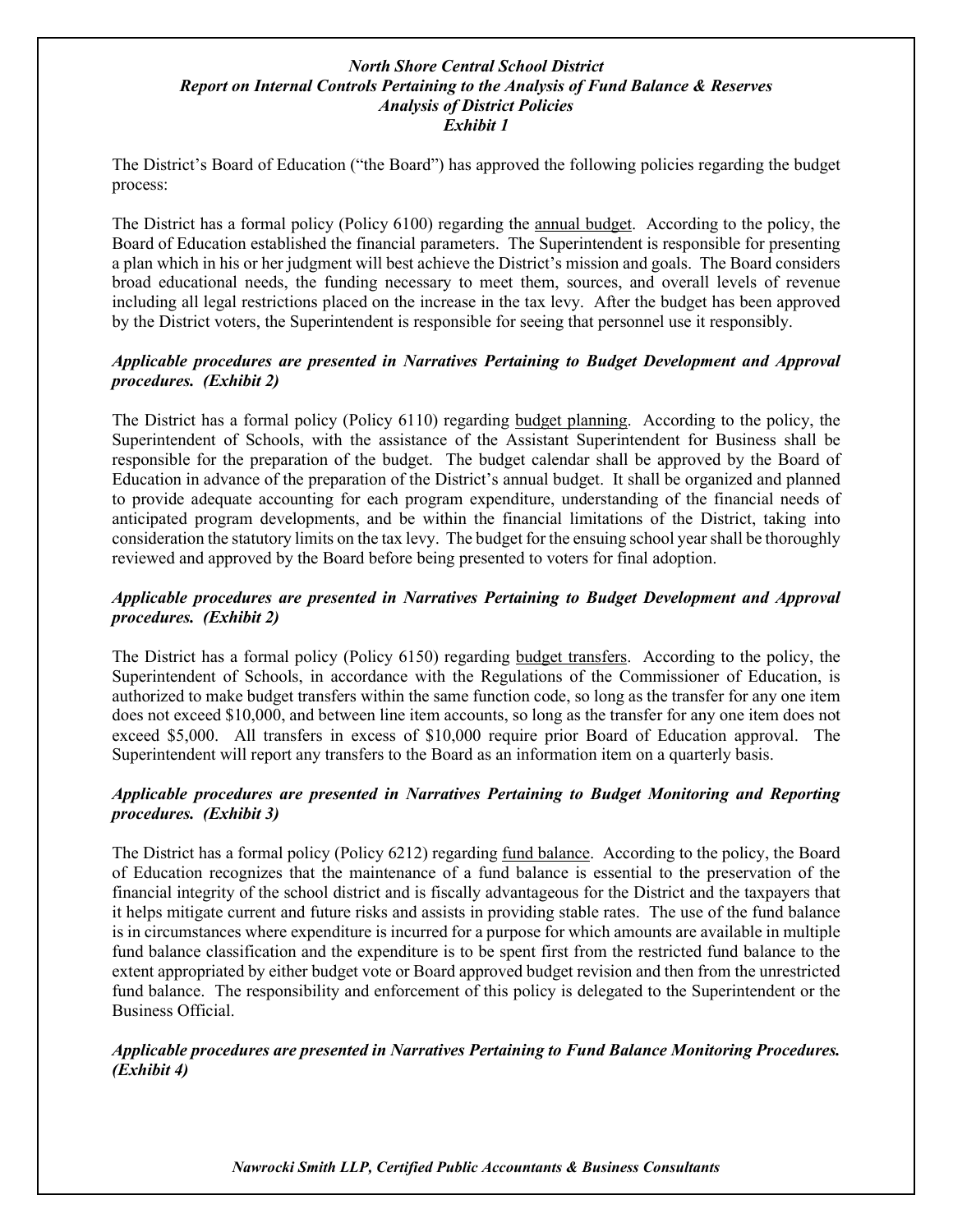***North Shore Central School District***
***Report on Internal Controls Pertaining to the Analysis of Fund Balance & Reserves***
***Analysis of District Policies***
***Exhibit 1***

The District's Board of Education ("the Board") has approved the following policies regarding the budget process:

The District has a formal policy (Policy 6100) regarding the <u>annual budget</u>. According to the policy, the Board of Education established the financial parameters. The Superintendent is responsible for presenting a plan which in his or her judgment will best achieve the District's mission and goals. The Board considers broad educational needs, the funding necessary to meet them, sources, and overall levels of revenue including all legal restrictions placed on the increase in the tax levy. After the budget has been approved by the District voters, the Superintendent is responsible for seeing that personnel use it responsibly.

***Applicable procedures are presented in Narratives Pertaining to Budget Development and Approval procedures. (Exhibit 2)***

The District has a formal policy (Policy 6110) regarding <u>budget planning</u>. According to the policy, the Superintendent of Schools, with the assistance of the Assistant Superintendent for Business shall be responsible for the preparation of the budget. The budget calendar shall be approved by the Board of Education in advance of the preparation of the District's annual budget. It shall be organized and planned to provide adequate accounting for each program expenditure, understanding of the financial needs of anticipated program developments, and be within the financial limitations of the District, taking into consideration the statutory limits on the tax levy. The budget for the ensuing school year shall be thoroughly reviewed and approved by the Board before being presented to voters for final adoption.

***Applicable procedures are presented in Narratives Pertaining to Budget Development and Approval procedures. (Exhibit 2)***

The District has a formal policy (Policy 6150) regarding <u>budget transfers</u>. According to the policy, the Superintendent of Schools, in accordance with the Regulations of the Commissioner of Education, is authorized to make budget transfers within the same function code, so long as the transfer for any one item does not exceed $10,000, and between line item accounts, so long as the transfer for any one item does not exceed $5,000. All transfers in excess of $10,000 require prior Board of Education approval. The Superintendent will report any transfers to the Board as an information item on a quarterly basis.

***Applicable procedures are presented in Narratives Pertaining to Budget Monitoring and Reporting procedures. (Exhibit 3)***

The District has a formal policy (Policy 6212) regarding <u>fund balance</u>. According to the policy, the Board of Education recognizes that the maintenance of a fund balance is essential to the preservation of the financial integrity of the school district and is fiscally advantageous for the District and the taxpayers that it helps mitigate current and future risks and assists in providing stable rates. The use of the fund balance is in circumstances where expenditure is incurred for a purpose for which amounts are available in multiple fund balance classification and the expenditure is to be spent first from the restricted fund balance to the extent appropriated by either budget vote or Board approved budget revision and then from the unrestricted fund balance. The responsibility and enforcement of this policy is delegated to the Superintendent or the Business Official.

***Applicable procedures are presented in Narratives Pertaining to Fund Balance Monitoring Procedures. (Exhibit 4)***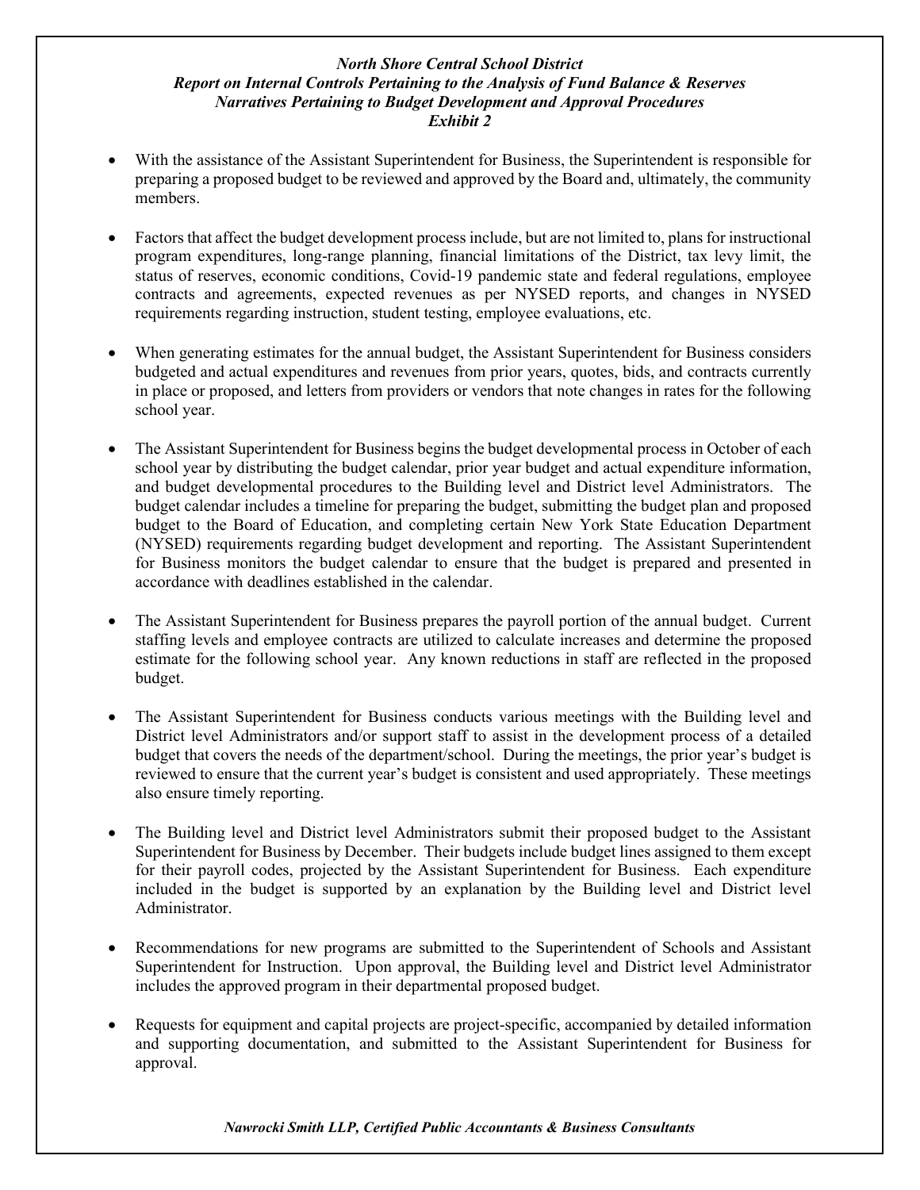*North Shore Central School District*
*Report on Internal Controls Pertaining to the Analysis of Fund Balance & Reserves*
*Narratives Pertaining to Budget Development and Approval Procedures*
*Exhibit 2*

- With the assistance of the Assistant Superintendent for Business, the Superintendent is responsible for preparing a proposed budget to be reviewed and approved by the Board and, ultimately, the community members.

- Factors that affect the budget development process include, but are not limited to, plans for instructional program expenditures, long-range planning, financial limitations of the District, tax levy limit, the status of reserves, economic conditions, Covid-19 pandemic state and federal regulations, employee contracts and agreements, expected revenues as per NYSED reports, and changes in NYSED requirements regarding instruction, student testing, employee evaluations, etc.

- When generating estimates for the annual budget, the Assistant Superintendent for Business considers budgeted and actual expenditures and revenues from prior years, quotes, bids, and contracts currently in place or proposed, and letters from providers or vendors that note changes in rates for the following school year.

- The Assistant Superintendent for Business begins the budget developmental process in October of each school year by distributing the budget calendar, prior year budget and actual expenditure information, and budget developmental procedures to the Building level and District level Administrators. The budget calendar includes a timeline for preparing the budget, submitting the budget plan and proposed budget to the Board of Education, and completing certain New York State Education Department (NYSED) requirements regarding budget development and reporting. The Assistant Superintendent for Business monitors the budget calendar to ensure that the budget is prepared and presented in accordance with deadlines established in the calendar.

- The Assistant Superintendent for Business prepares the payroll portion of the annual budget. Current staffing levels and employee contracts are utilized to calculate increases and determine the proposed estimate for the following school year. Any known reductions in staff are reflected in the proposed budget.

- The Assistant Superintendent for Business conducts various meetings with the Building level and District level Administrators and/or support staff to assist in the development process of a detailed budget that covers the needs of the department/school. During the meetings, the prior year's budget is reviewed to ensure that the current year's budget is consistent and used appropriately. These meetings also ensure timely reporting.

- The Building level and District level Administrators submit their proposed budget to the Assistant Superintendent for Business by December. Their budgets include budget lines assigned to them except for their payroll codes, projected by the Assistant Superintendent for Business. Each expenditure included in the budget is supported by an explanation by the Building level and District level Administrator.

- Recommendations for new programs are submitted to the Superintendent of Schools and Assistant Superintendent for Instruction. Upon approval, the Building level and District level Administrator includes the approved program in their departmental proposed budget.

- Requests for equipment and capital projects are project-specific, accompanied by detailed information and supporting documentation, and submitted to the Assistant Superintendent for Business for approval.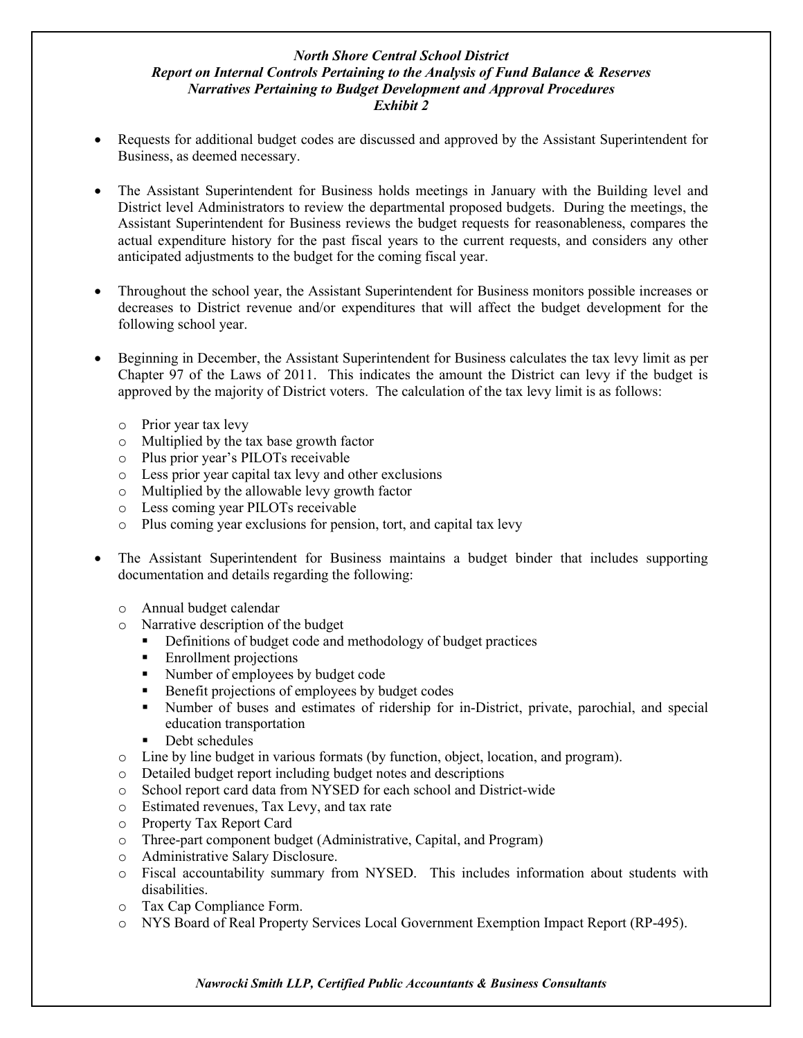*North Shore Central School District*
*Report on Internal Controls Pertaining to the Analysis of Fund Balance & Reserves*
*Narratives Pertaining to Budget Development and Approval Procedures*
*Exhibit 2*

- Requests for additional budget codes are discussed and approved by the Assistant Superintendent for Business, as deemed necessary.

- The Assistant Superintendent for Business holds meetings in January with the Building level and District level Administrators to review the departmental proposed budgets. During the meetings, the Assistant Superintendent for Business reviews the budget requests for reasonableness, compares the actual expenditure history for the past fiscal years to the current requests, and considers any other anticipated adjustments to the budget for the coming fiscal year.

- Throughout the school year, the Assistant Superintendent for Business monitors possible increases or decreases to District revenue and/or expenditures that will affect the budget development for the following school year.

- Beginning in December, the Assistant Superintendent for Business calculates the tax levy limit as per Chapter 97 of the Laws of 2011. This indicates the amount the District can levy if the budget is approved by the majority of District voters. The calculation of the tax levy limit is as follows:
  - Prior year tax levy
  - Multiplied by the tax base growth factor
  - Plus prior year's PILOTs receivable
  - Less prior year capital tax levy and other exclusions
  - Multiplied by the allowable levy growth factor
  - Less coming year PILOTs receivable
  - Plus coming year exclusions for pension, tort, and capital tax levy

- The Assistant Superintendent for Business maintains a budget binder that includes supporting documentation and details regarding the following:
  - Annual budget calendar
  - Narrative description of the budget
    - Definitions of budget code and methodology of budget practices
    - Enrollment projections
    - Number of employees by budget code
    - Benefit projections of employees by budget codes
    - Number of buses and estimates of ridership for in-District, private, parochial, and special education transportation
    - Debt schedules
  - Line by line budget in various formats (by function, object, location, and program).
  - Detailed budget report including budget notes and descriptions
  - School report card data from NYSED for each school and District-wide
  - Estimated revenues, Tax Levy, and tax rate
  - Property Tax Report Card
  - Three-part component budget (Administrative, Capital, and Program)
  - Administrative Salary Disclosure.
  - Fiscal accountability summary from NYSED. This includes information about students with disabilities.
  - Tax Cap Compliance Form.
  - NYS Board of Real Property Services Local Government Exemption Impact Report (RP-495).

*Nawrocki Smith LLP, Certified Public Accountants & Business Consultants*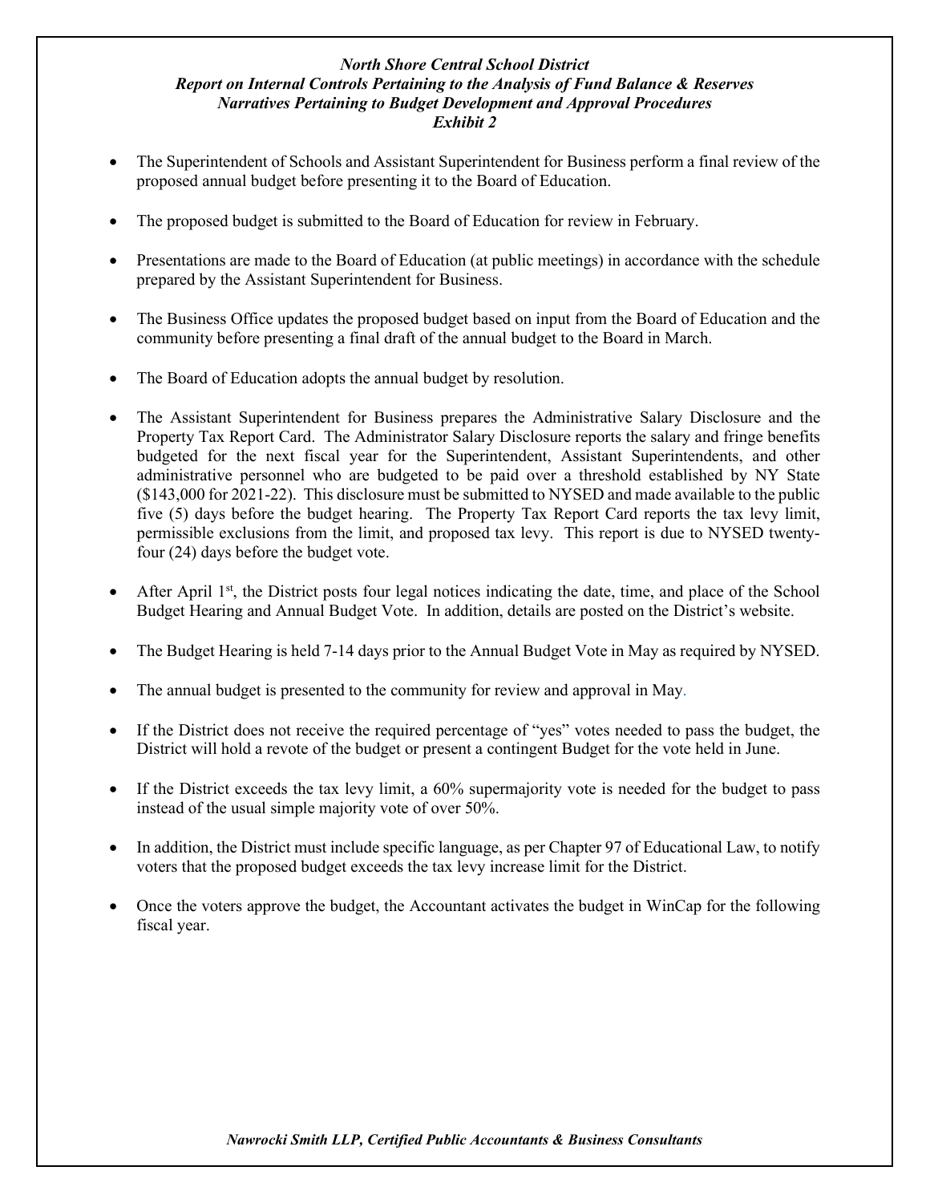*North Shore Central School District*
*Report on Internal Controls Pertaining to the Analysis of Fund Balance & Reserves*
*Narratives Pertaining to Budget Development and Approval Procedures*
*Exhibit 2*

- The Superintendent of Schools and Assistant Superintendent for Business perform a final review of the proposed annual budget before presenting it to the Board of Education.

- The proposed budget is submitted to the Board of Education for review in February.

- Presentations are made to the Board of Education (at public meetings) in accordance with the schedule prepared by the Assistant Superintendent for Business.

- The Business Office updates the proposed budget based on input from the Board of Education and the community before presenting a final draft of the annual budget to the Board in March.

- The Board of Education adopts the annual budget by resolution.

- The Assistant Superintendent for Business prepares the Administrative Salary Disclosure and the Property Tax Report Card. The Administrator Salary Disclosure reports the salary and fringe benefits budgeted for the next fiscal year for the Superintendent, Assistant Superintendents, and other administrative personnel who are budgeted to be paid over a threshold established by NY State ($143,000 for 2021-22). This disclosure must be submitted to NYSED and made available to the public five (5) days before the budget hearing. The Property Tax Report Card reports the tax levy limit, permissible exclusions from the limit, and proposed tax levy. This report is due to NYSED twenty-four (24) days before the budget vote.

- After April 1st, the District posts four legal notices indicating the date, time, and place of the School Budget Hearing and Annual Budget Vote. In addition, details are posted on the District's website.

- The Budget Hearing is held 7-14 days prior to the Annual Budget Vote in May as required by NYSED.

- The annual budget is presented to the community for review and approval in May.

- If the District does not receive the required percentage of "yes" votes needed to pass the budget, the District will hold a revote of the budget or present a contingent Budget for the vote held in June.

- If the District exceeds the tax levy limit, a 60% supermajority vote is needed for the budget to pass instead of the usual simple majority vote of over 50%.

- In addition, the District must include specific language, as per Chapter 97 of Educational Law, to notify voters that the proposed budget exceeds the tax levy increase limit for the District.

- Once the voters approve the budget, the Accountant activates the budget in WinCap for the following fiscal year.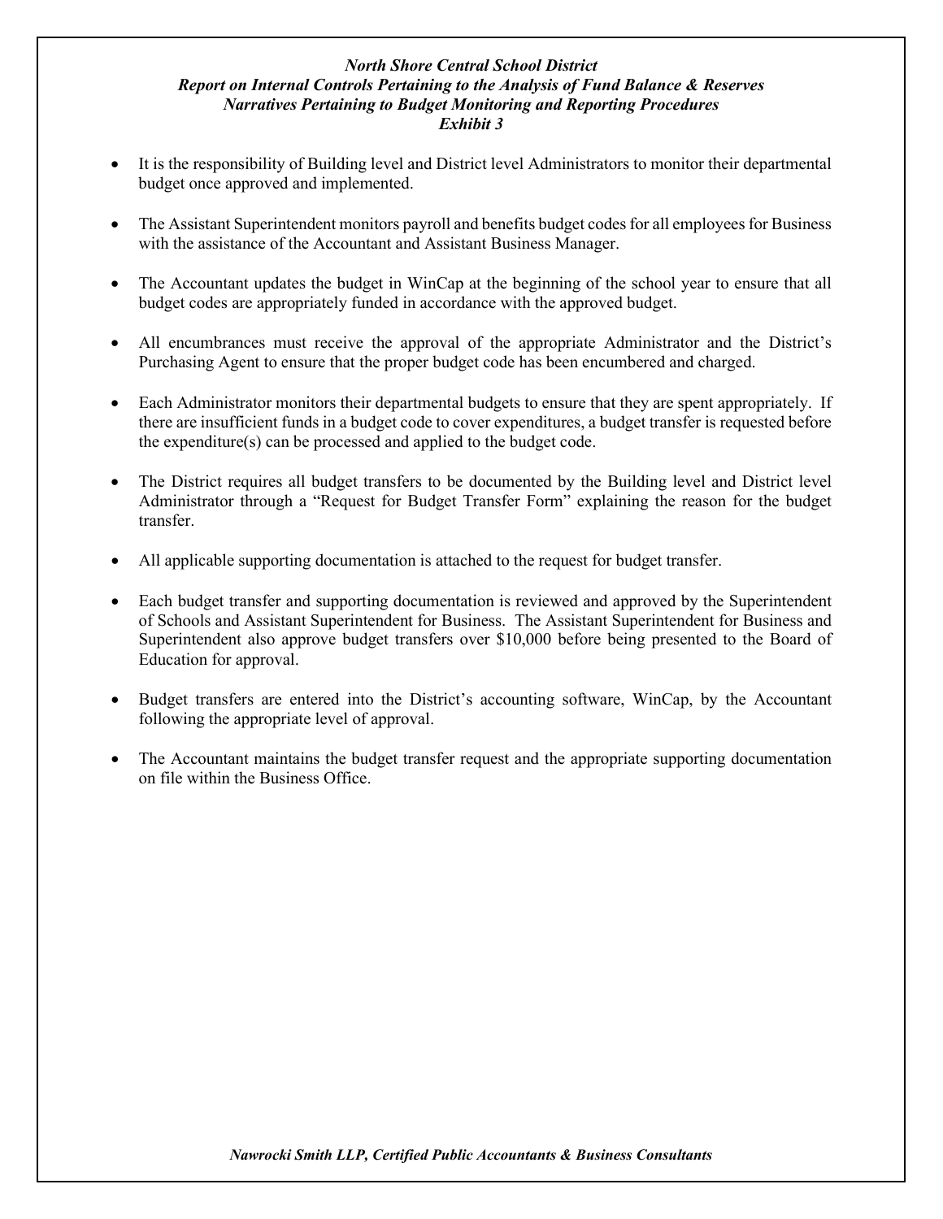***North Shore Central School District***
***Report on Internal Controls Pertaining to the Analysis of Fund Balance & Reserves***
***Narratives Pertaining to Budget Monitoring and Reporting Procedures***
***Exhibit 3***

- It is the responsibility of Building level and District level Administrators to monitor their departmental budget once approved and implemented.

- The Assistant Superintendent monitors payroll and benefits budget codes for all employees for Business with the assistance of the Accountant and Assistant Business Manager.

- The Accountant updates the budget in WinCap at the beginning of the school year to ensure that all budget codes are appropriately funded in accordance with the approved budget.

- All encumbrances must receive the approval of the appropriate Administrator and the District's Purchasing Agent to ensure that the proper budget code has been encumbered and charged.

- Each Administrator monitors their departmental budgets to ensure that they are spent appropriately. If there are insufficient funds in a budget code to cover expenditures, a budget transfer is requested before the expenditure(s) can be processed and applied to the budget code.

- The District requires all budget transfers to be documented by the Building level and District level Administrator through a "Request for Budget Transfer Form" explaining the reason for the budget transfer.

- All applicable supporting documentation is attached to the request for budget transfer.

- Each budget transfer and supporting documentation is reviewed and approved by the Superintendent of Schools and Assistant Superintendent for Business. The Assistant Superintendent for Business and Superintendent also approve budget transfers over $10,000 before being presented to the Board of Education for approval.

- Budget transfers are entered into the District's accounting software, WinCap, by the Accountant following the appropriate level of approval.

- The Accountant maintains the budget transfer request and the appropriate supporting documentation on file within the Business Office.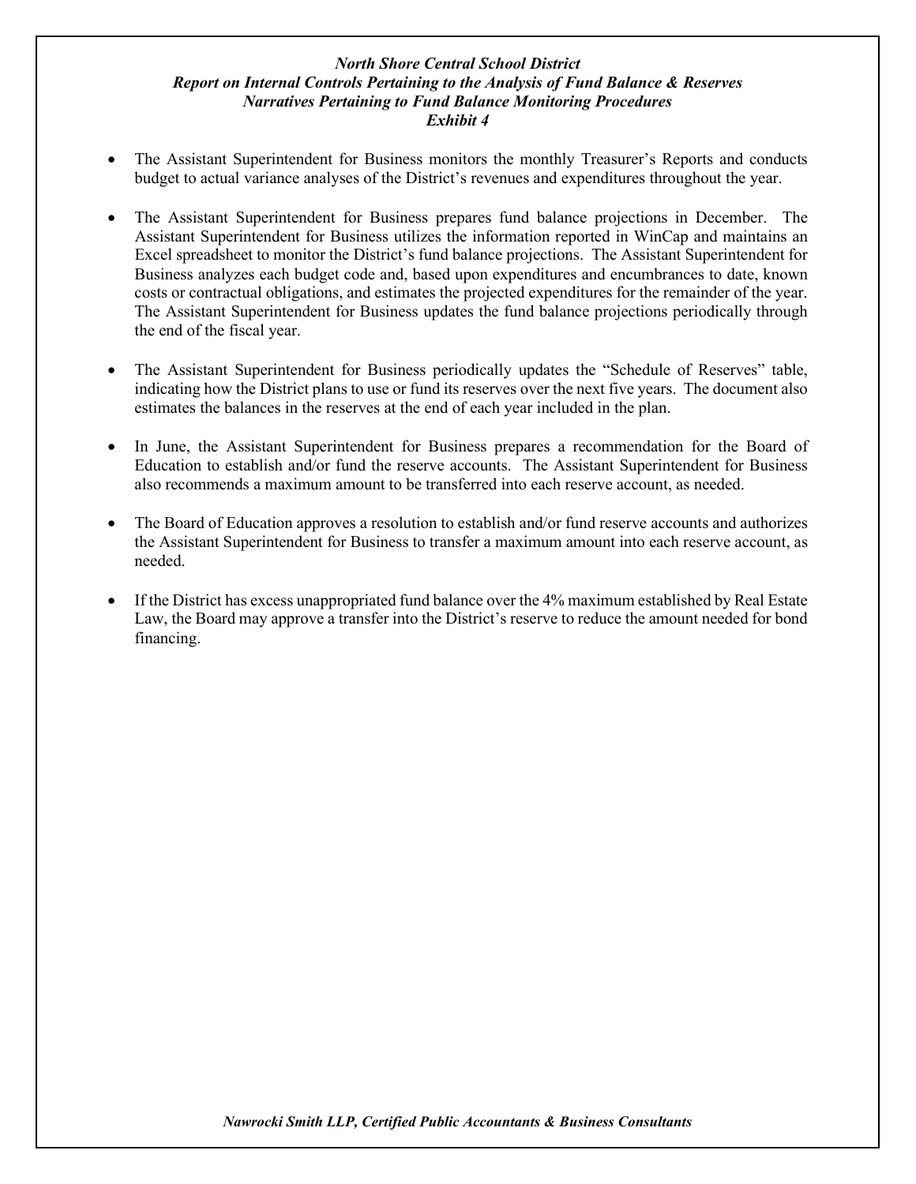*North Shore Central School District*
*Report on Internal Controls Pertaining to the Analysis of Fund Balance & Reserves*
*Narratives Pertaining to Fund Balance Monitoring Procedures*
*Exhibit 4*

- The Assistant Superintendent for Business monitors the monthly Treasurer's Reports and conducts budget to actual variance analyses of the District's revenues and expenditures throughout the year.

- The Assistant Superintendent for Business prepares fund balance projections in December. The Assistant Superintendent for Business utilizes the information reported in WinCap and maintains an Excel spreadsheet to monitor the District's fund balance projections. The Assistant Superintendent for Business analyzes each budget code and, based upon expenditures and encumbrances to date, known costs or contractual obligations, and estimates the projected expenditures for the remainder of the year. The Assistant Superintendent for Business updates the fund balance projections periodically through the end of the fiscal year.

- The Assistant Superintendent for Business periodically updates the "Schedule of Reserves" table, indicating how the District plans to use or fund its reserves over the next five years. The document also estimates the balances in the reserves at the end of each year included in the plan.

- In June, the Assistant Superintendent for Business prepares a recommendation for the Board of Education to establish and/or fund the reserve accounts. The Assistant Superintendent for Business also recommends a maximum amount to be transferred into each reserve account, as needed.

- The Board of Education approves a resolution to establish and/or fund reserve accounts and authorizes the Assistant Superintendent for Business to transfer a maximum amount into each reserve account, as needed.

- If the District has excess unappropriated fund balance over the 4% maximum established by Real Estate Law, the Board may approve a transfer into the District's reserve to reduce the amount needed for bond financing.